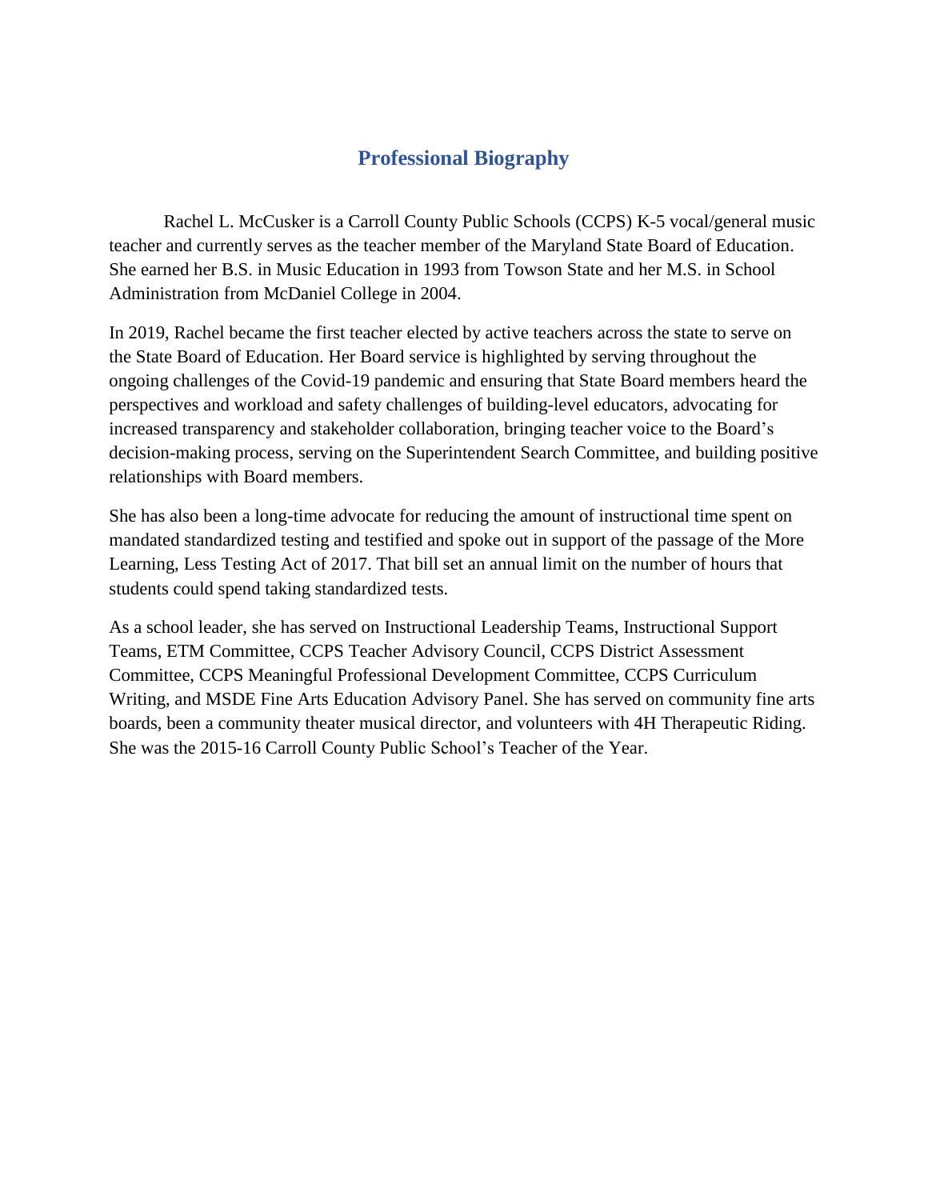# Professional Biography

Rachel L. McCusker is a Carroll County Public Schools (CCPS) K-5 vocal/general music teacher and currently serves as the teacher member of the Maryland State Board of Education. She earned her B.S. in Music Education in 1993 from Towson State and her M.S. in School Administration from McDaniel College in 2004.

In 2019, Rachel became the first teacher elected by active teachers across the state to serve on the State Board of Education. Her Board service is highlighted by serving throughout the ongoing challenges of the Covid-19 pandemic and ensuring that State Board members heard the perspectives and workload and safety challenges of building-level educators, advocating for increased transparency and stakeholder collaboration, bringing teacher voice to the Board's decision-making process, serving on the Superintendent Search Committee, and building positive relationships with Board members.

She has also been a long-time advocate for reducing the amount of instructional time spent on mandated standardized testing and testified and spoke out in support of the passage of the More Learning, Less Testing Act of 2017. That bill set an annual limit on the number of hours that students could spend taking standardized tests.

As a school leader, she has served on Instructional Leadership Teams, Instructional Support Teams, ETM Committee, CCPS Teacher Advisory Council, CCPS District Assessment Committee, CCPS Meaningful Professional Development Committee, CCPS Curriculum Writing, and MSDE Fine Arts Education Advisory Panel. She has served on community fine arts boards, been a community theater musical director, and volunteers with 4H Therapeutic Riding. She was the 2015-16 Carroll County Public School's Teacher of the Year.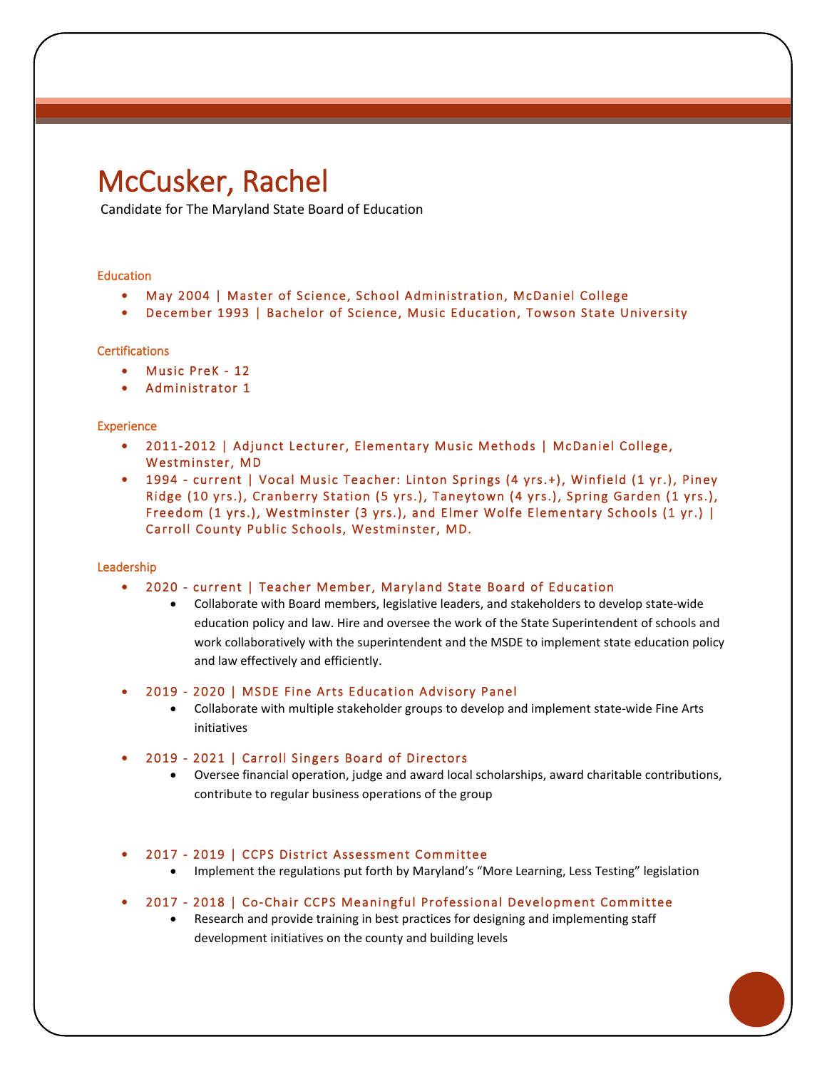# McCusker, Rachel

Candidate for The Maryland State Board of Education

## Education

- May 2004 | Master of Science, School Administration, McDaniel College
- December 1993 | Bachelor of Science, Music Education, Towson State University

## Certifications

- Music PreK - 12
- Administrator 1

## Experience

- 2011-2012 | Adjunct Lecturer, Elementary Music Methods | McDaniel College, Westminster, MD
- 1994 - current | Vocal Music Teacher: Linton Springs (4 yrs.+), Winfield (1 yr.), Piney Ridge (10 yrs.), Cranberry Station (5 yrs.), Taneytown (4 yrs.), Spring Garden (1 yrs.), Freedom (1 yrs.), Westminster (3 yrs.), and Elmer Wolfe Elementary Schools (1 yr.) | Carroll County Public Schools, Westminster, MD.

## Leadership

- 2020 - current | Teacher Member, Maryland State Board of Education
  - Collaborate with Board members, legislative leaders, and stakeholders to develop state-wide education policy and law. Hire and oversee the work of the State Superintendent of schools and work collaboratively with the superintendent and the MSDE to implement state education policy and law effectively and efficiently.
- 2019 - 2020 | MSDE Fine Arts Education Advisory Panel
  - Collaborate with multiple stakeholder groups to develop and implement state-wide Fine Arts initiatives
- 2019 - 2021 | Carroll Singers Board of Directors
  - Oversee financial operation, judge and award local scholarships, award charitable contributions, contribute to regular business operations of the group
- 2017 - 2019 | CCPS District Assessment Committee
  - Implement the regulations put forth by Maryland's "More Learning, Less Testing" legislation
- 2017 - 2018 | Co-Chair CCPS Meaningful Professional Development Committee
  - Research and provide training in best practices for designing and implementing staff development initiatives on the county and building levels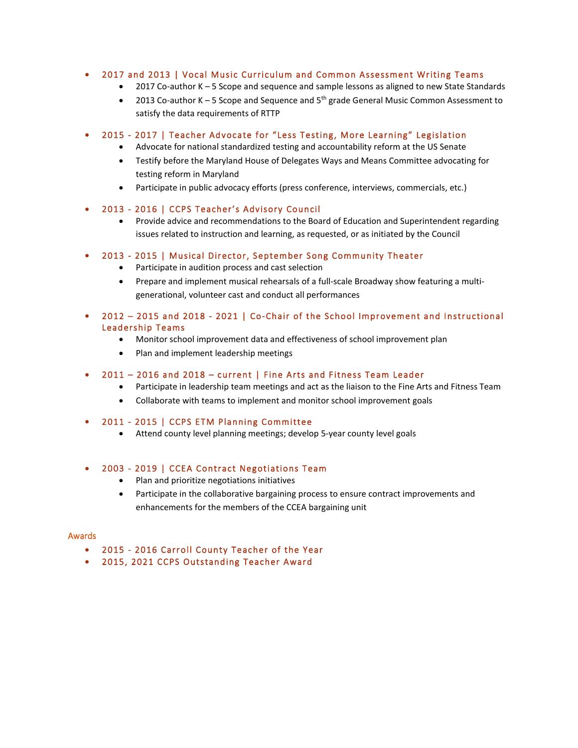- **2017 and 2013 | Vocal Music Curriculum and Common Assessment Writing Teams**
  - 2017 Co-author K – 5 Scope and sequence and sample lessons as aligned to new State Standards
  - 2013 Co-author K – 5 Scope and Sequence and 5th grade General Music Common Assessment to satisfy the data requirements of RTTP

- **2015 - 2017 | Teacher Advocate for "Less Testing, More Learning" Legislation**
  - Advocate for national standardized testing and accountability reform at the US Senate
  - Testify before the Maryland House of Delegates Ways and Means Committee advocating for testing reform in Maryland
  - Participate in public advocacy efforts (press conference, interviews, commercials, etc.)

- **2013 - 2016 | CCPS Teacher's Advisory Council**
  - Provide advice and recommendations to the Board of Education and Superintendent regarding issues related to instruction and learning, as requested, or as initiated by the Council

- **2013 - 2015 | Musical Director, September Song Community Theater**
  - Participate in audition process and cast selection
  - Prepare and implement musical rehearsals of a full-scale Broadway show featuring a multi-generational, volunteer cast and conduct all performances

- **2012 – 2015 and 2018 - 2021 | Co-Chair of the School Improvement and Instructional Leadership Teams**
  - Monitor school improvement data and effectiveness of school improvement plan
  - Plan and implement leadership meetings

- **2011 – 2016 and 2018 – current | Fine Arts and Fitness Team Leader**
  - Participate in leadership team meetings and act as the liaison to the Fine Arts and Fitness Team
  - Collaborate with teams to implement and monitor school improvement goals

- **2011 - 2015 | CCPS ETM Planning Committee**
  - Attend county level planning meetings; develop 5-year county level goals

- **2003 - 2019 | CCEA Contract Negotiations Team**
  - Plan and prioritize negotiations initiatives
  - Participate in the collaborative bargaining process to ensure contract improvements and enhancements for the members of the CCEA bargaining unit

## Awards

- **2015 - 2016 Carroll County Teacher of the Year**
- **2015, 2021 CCPS Outstanding Teacher Award**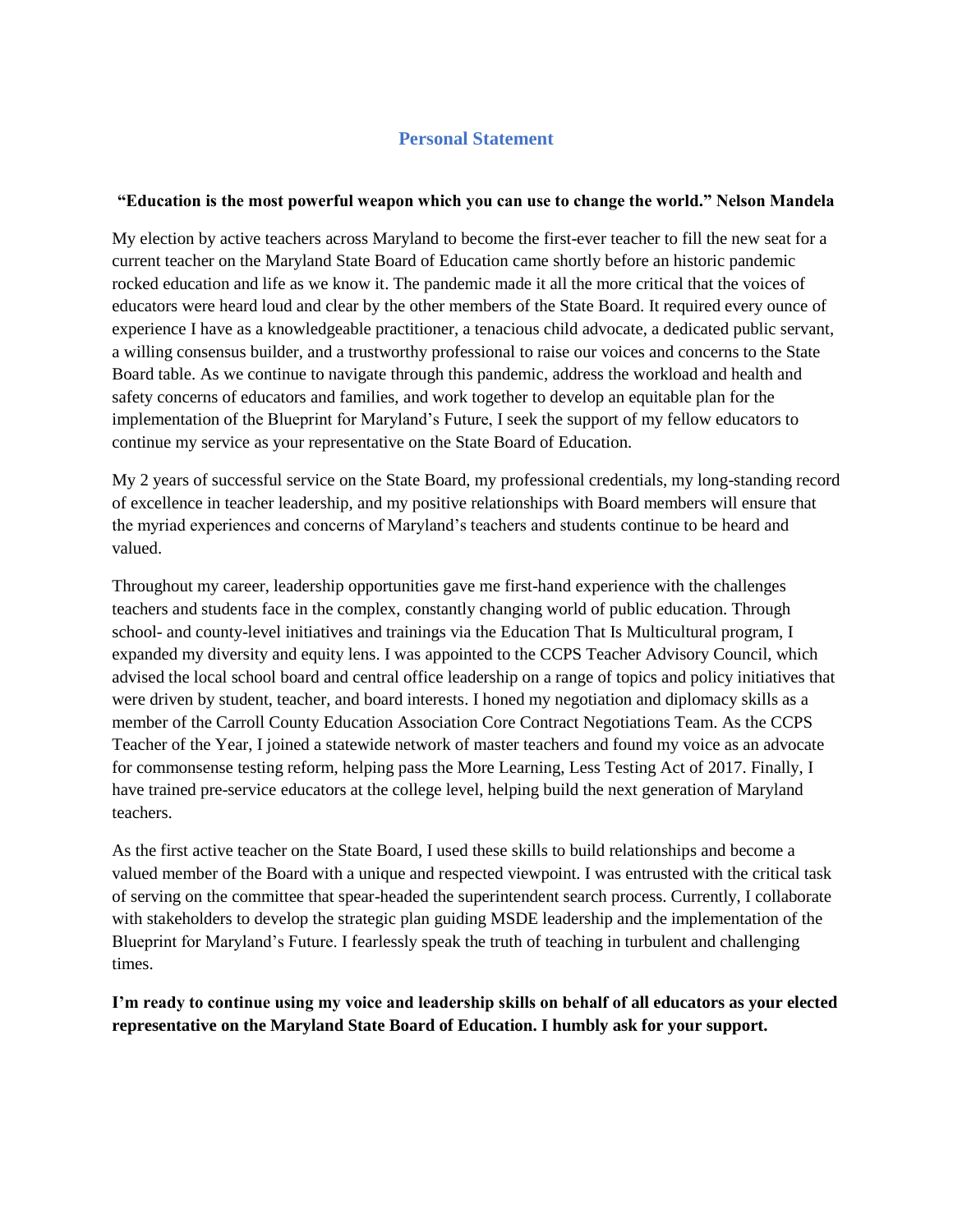## Personal Statement

**"Education is the most powerful weapon which you can use to change the world." Nelson Mandela**

My election by active teachers across Maryland to become the first-ever teacher to fill the new seat for a current teacher on the Maryland State Board of Education came shortly before an historic pandemic rocked education and life as we know it. The pandemic made it all the more critical that the voices of educators were heard loud and clear by the other members of the State Board. It required every ounce of experience I have as a knowledgeable practitioner, a tenacious child advocate, a dedicated public servant, a willing consensus builder, and a trustworthy professional to raise our voices and concerns to the State Board table. As we continue to navigate through this pandemic, address the workload and health and safety concerns of educators and families, and work together to develop an equitable plan for the implementation of the Blueprint for Maryland's Future, I seek the support of my fellow educators to continue my service as your representative on the State Board of Education.

My 2 years of successful service on the State Board, my professional credentials, my long-standing record of excellence in teacher leadership, and my positive relationships with Board members will ensure that the myriad experiences and concerns of Maryland's teachers and students continue to be heard and valued.

Throughout my career, leadership opportunities gave me first-hand experience with the challenges teachers and students face in the complex, constantly changing world of public education. Through school- and county-level initiatives and trainings via the Education That Is Multicultural program, I expanded my diversity and equity lens. I was appointed to the CCPS Teacher Advisory Council, which advised the local school board and central office leadership on a range of topics and policy initiatives that were driven by student, teacher, and board interests. I honed my negotiation and diplomacy skills as a member of the Carroll County Education Association Core Contract Negotiations Team. As the CCPS Teacher of the Year, I joined a statewide network of master teachers and found my voice as an advocate for commonsense testing reform, helping pass the More Learning, Less Testing Act of 2017. Finally, I have trained pre-service educators at the college level, helping build the next generation of Maryland teachers.

As the first active teacher on the State Board, I used these skills to build relationships and become a valued member of the Board with a unique and respected viewpoint. I was entrusted with the critical task of serving on the committee that spear-headed the superintendent search process. Currently, I collaborate with stakeholders to develop the strategic plan guiding MSDE leadership and the implementation of the Blueprint for Maryland's Future. I fearlessly speak the truth of teaching in turbulent and challenging times.

**I'm ready to continue using my voice and leadership skills on behalf of all educators as your elected representative on the Maryland State Board of Education. I humbly ask for your support.**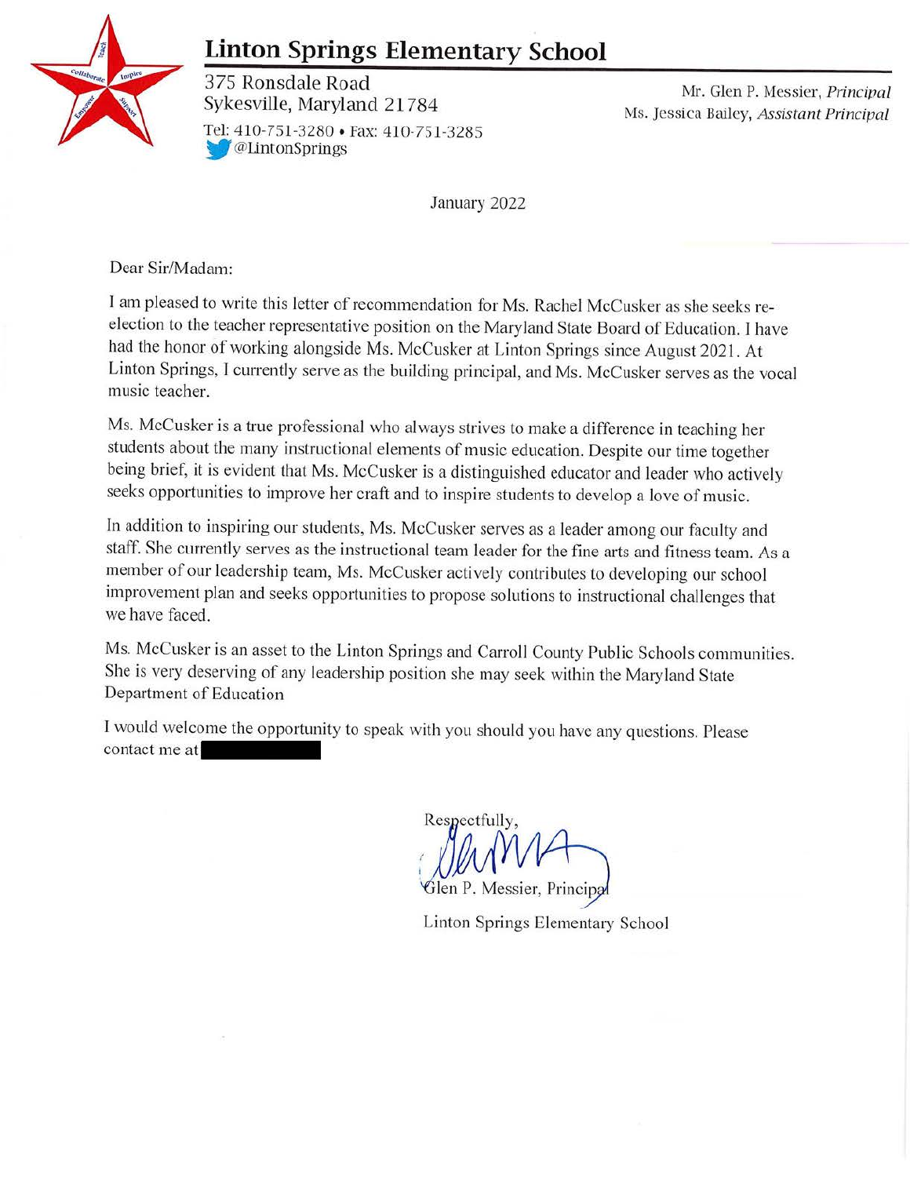# Linton Springs Elementary School

375 Ronsdale Road
Sykesville, Maryland 21784
Tel: 410-751-3280 • Fax: 410-751-3285
@LintonSprings

Mr. Glen P. Messier, *Principal*
Ms. Jessica Bailey, *Assistant Principal*

January 2022

Dear Sir/Madam:

I am pleased to write this letter of recommendation for Ms. Rachel McCusker as she seeks re-election to the teacher representative position on the Maryland State Board of Education. I have had the honor of working alongside Ms. McCusker at Linton Springs since August 2021. At Linton Springs, I currently serve as the building principal, and Ms. McCusker serves as the vocal music teacher.

Ms. McCusker is a true professional who always strives to make a difference in teaching her students about the many instructional elements of music education. Despite our time together being brief, it is evident that Ms. McCusker is a distinguished educator and leader who actively seeks opportunities to improve her craft and to inspire students to develop a love of music.

In addition to inspiring our students, Ms. McCusker serves as a leader among our faculty and staff. She currently serves as the instructional team leader for the fine arts and fitness team. As a member of our leadership team, Ms. McCusker actively contributes to developing our school improvement plan and seeks opportunities to propose solutions to instructional challenges that we have faced.

Ms. McCusker is an asset to the Linton Springs and Carroll County Public Schools communities. She is very deserving of any leadership position she may seek within the Maryland State Department of Education

I would welcome the opportunity to speak with you should you have any questions. Please contact me at [redacted]

Respectfully,

Glen P. Messier, Principal
Linton Springs Elementary School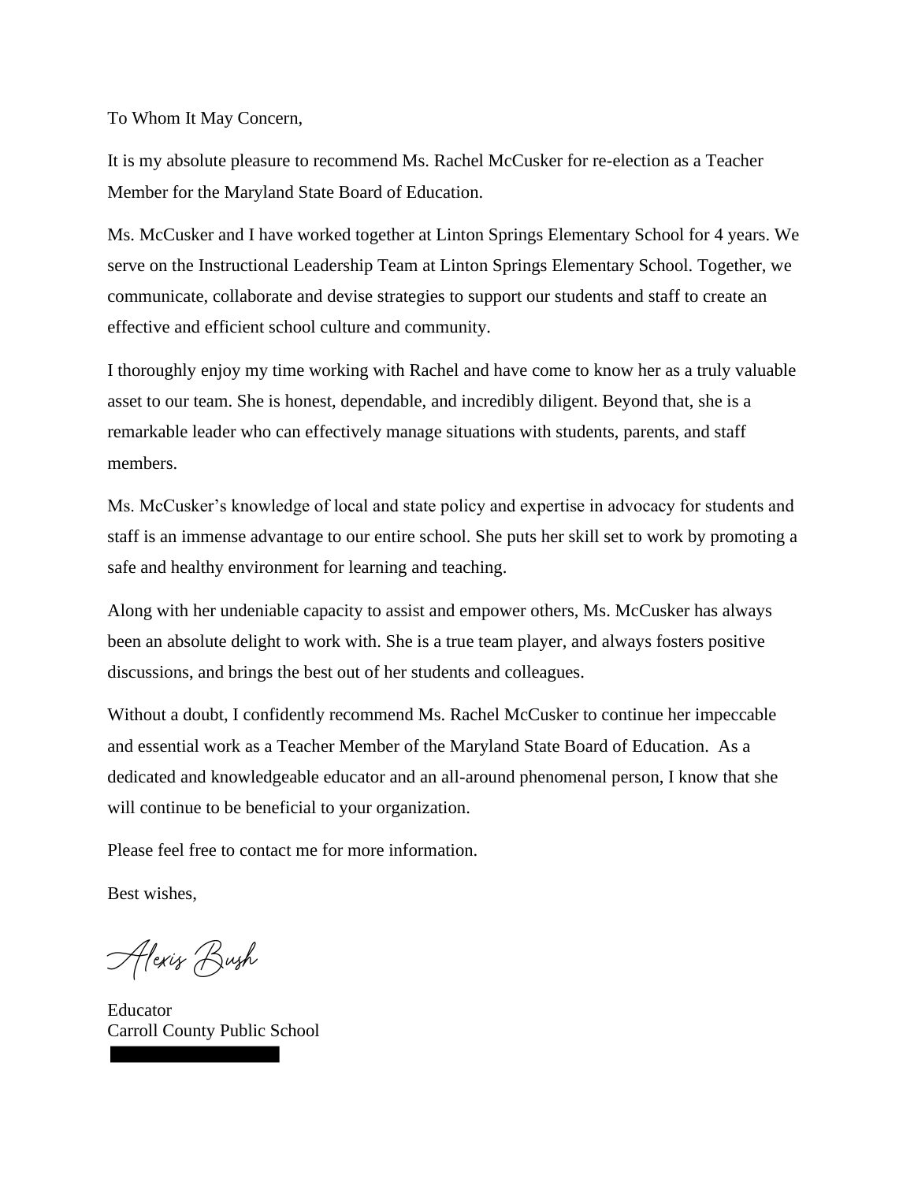To Whom It May Concern,

It is my absolute pleasure to recommend Ms. Rachel McCusker for re-election as a Teacher Member for the Maryland State Board of Education.

Ms. McCusker and I have worked together at Linton Springs Elementary School for 4 years. We serve on the Instructional Leadership Team at Linton Springs Elementary School. Together, we communicate, collaborate and devise strategies to support our students and staff to create an effective and efficient school culture and community.

I thoroughly enjoy my time working with Rachel and have come to know her as a truly valuable asset to our team. She is honest, dependable, and incredibly diligent. Beyond that, she is a remarkable leader who can effectively manage situations with students, parents, and staff members.

Ms. McCusker's knowledge of local and state policy and expertise in advocacy for students and staff is an immense advantage to our entire school. She puts her skill set to work by promoting a safe and healthy environment for learning and teaching.

Along with her undeniable capacity to assist and empower others, Ms. McCusker has always been an absolute delight to work with. She is a true team player, and always fosters positive discussions, and brings the best out of her students and colleagues.

Without a doubt, I confidently recommend Ms. Rachel McCusker to continue her impeccable and essential work as a Teacher Member of the Maryland State Board of Education. As a dedicated and knowledgeable educator and an all-around phenomenal person, I know that she will continue to be beneficial to your organization.

Please feel free to contact me for more information.

Best wishes,

Alexis Bush

Educator
Carroll County Public School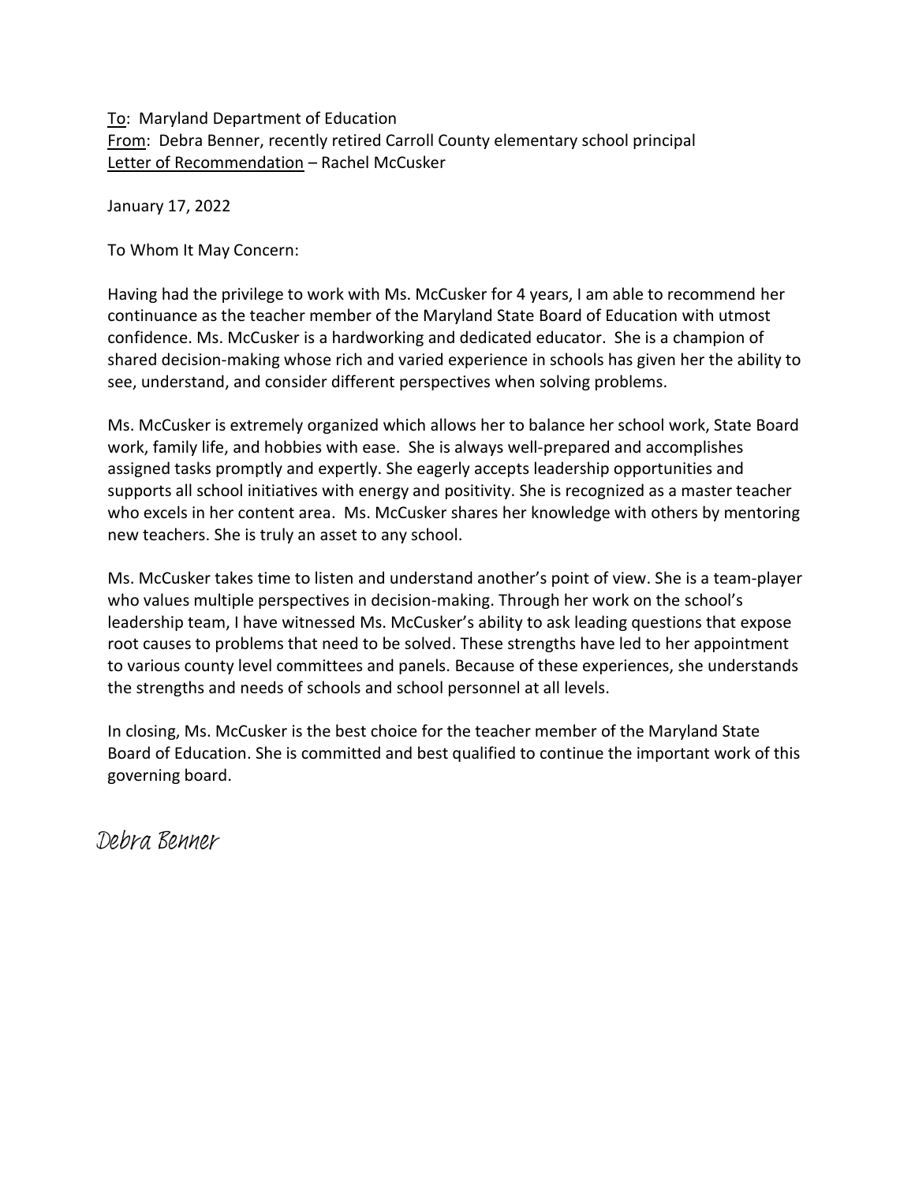<u>To</u>: Maryland Department of Education
<u>From</u>: Debra Benner, recently retired Carroll County elementary school principal
<u>Letter of Recommendation</u> – Rachel McCusker

January 17, 2022

To Whom It May Concern:

Having had the privilege to work with Ms. McCusker for 4 years, I am able to recommend her continuance as the teacher member of the Maryland State Board of Education with utmost confidence. Ms. McCusker is a hardworking and dedicated educator. She is a champion of shared decision-making whose rich and varied experience in schools has given her the ability to see, understand, and consider different perspectives when solving problems.

Ms. McCusker is extremely organized which allows her to balance her school work, State Board work, family life, and hobbies with ease. She is always well-prepared and accomplishes assigned tasks promptly and expertly. She eagerly accepts leadership opportunities and supports all school initiatives with energy and positivity. She is recognized as a master teacher who excels in her content area. Ms. McCusker shares her knowledge with others by mentoring new teachers. She is truly an asset to any school.

Ms. McCusker takes time to listen and understand another's point of view. She is a team-player who values multiple perspectives in decision-making. Through her work on the school's leadership team, I have witnessed Ms. McCusker's ability to ask leading questions that expose root causes to problems that need to be solved. These strengths have led to her appointment to various county level committees and panels. Because of these experiences, she understands the strengths and needs of schools and school personnel at all levels.

In closing, Ms. McCusker is the best choice for the teacher member of the Maryland State Board of Education. She is committed and best qualified to continue the important work of this governing board.

Debra Benner